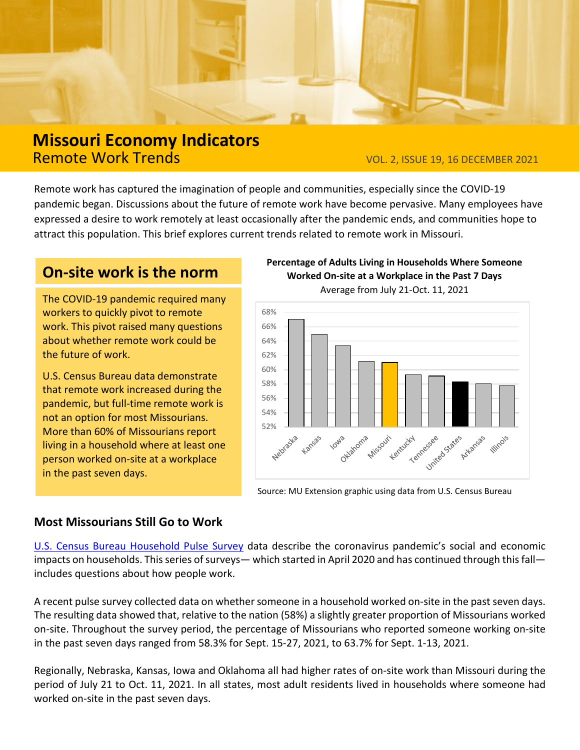# Missouri Economy Indicators

## Remote Work Trends

VOL. 2, ISSUE 19, 16 DECEMBER 2021

Remote work has captured the imagination of people and communities, especially since the COVID-19 pandemic began. Discussions about the future of remote work have become pervasive. Many employees have expressed a desire to work remotely at least occasionally after the pandemic ends, and communities hope to attract this population. This brief explores current trends related to remote work in Missouri.

## On-site work is the norm

The COVID-19 pandemic required many workers to quickly pivot to remote work. This pivot raised many questions about whether remote work could be the future of work.

U.S. Census Bureau data demonstrate that remote work increased during the pandemic, but full-time remote work is not an option for most Missourians. More than 60% of Missourians report living in a household where at least one person worked on-site at a workplace in the past seven days.

**Percentage of Adults Living in Households Where Someone Worked On-site at a Workplace in the Past 7 Days**

Average from July 21-Oct. 11, 2021

Source: MU Extension graphic using data from U.S. Census Bureau

### Most Missourians Still Go to Work

U.S. Census Bureau Household Pulse Survey data describe the coronavirus pandemic's social and economic impacts on households. This series of surveys— which started in April 2020 and has continued through this fall—includes questions about how people work.

A recent pulse survey collected data on whether someone in a household worked on-site in the past seven days. The resulting data showed that, relative to the nation (58%) a slightly greater proportion of Missourians worked on-site. Throughout the survey period, the percentage of Missourians who reported someone working on-site in the past seven days ranged from 58.3% for Sept. 15-27, 2021, to 63.7% for Sept. 1-13, 2021.

Regionally, Nebraska, Kansas, Iowa and Oklahoma all had higher rates of on-site work than Missouri during the period of July 21 to Oct. 11, 2021. In all states, most adult residents lived in households where someone had worked on-site in the past seven days.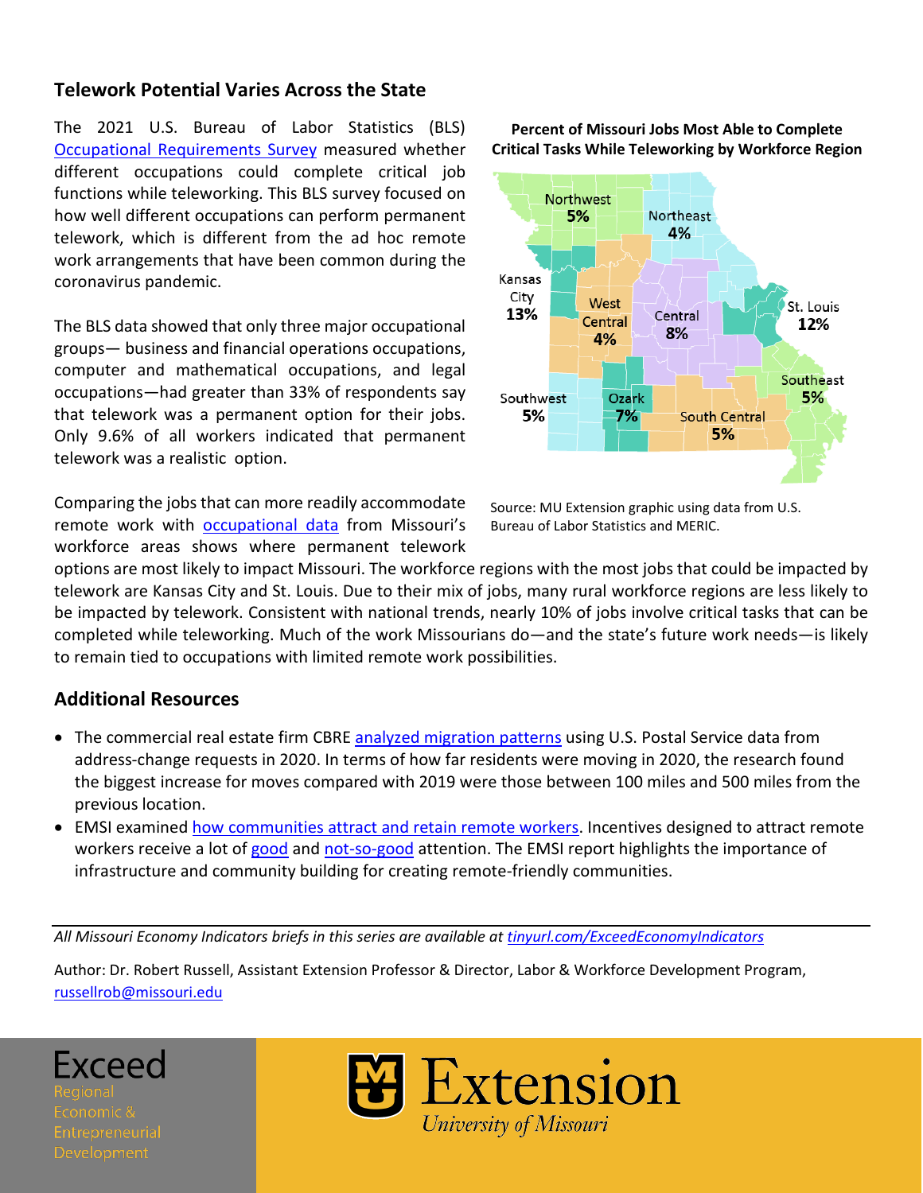## Telework Potential Varies Across the State

The 2021 U.S. Bureau of Labor Statistics (BLS) Occupational Requirements Survey measured whether different occupations could complete critical job functions while teleworking. This BLS survey focused on how well different occupations can perform permanent telework, which is different from the ad hoc remote work arrangements that have been common during the coronavirus pandemic.

The BLS data showed that only three major occupational groups— business and financial operations occupations, computer and mathematical occupations, and legal occupations—had greater than 33% of respondents say that telework was a permanent option for their jobs. Only 9.6% of all workers indicated that permanent telework was a realistic option.

Comparing the jobs that can more readily accommodate remote work with occupational data from Missouri's workforce areas shows where permanent telework options are most likely to impact Missouri. The workforce regions with the most jobs that could be impacted by telework are Kansas City and St. Louis. Due to their mix of jobs, many rural workforce regions are less likely to be impacted by telework. Consistent with national trends, nearly 10% of jobs involve critical tasks that can be completed while teleworking. Much of the work Missourians do—and the state's future work needs—is likely to remain tied to occupations with limited remote work possibilities.

**Percent of Missouri Jobs Most Able to Complete Critical Tasks While Teleworking by Workforce Region**

Northwest 5%
Northeast 4%
Kansas City 13%
West Central 4%
Central 8%
St. Louis 12%
Southeast 5%
Southwest 5%
Ozark 7%
South Central 5%

Source: MU Extension graphic using data from U.S. Bureau of Labor Statistics and MERIC.

## Additional Resources

- The commercial real estate firm CBRE analyzed migration patterns using U.S. Postal Service data from address-change requests in 2020. In terms of how far residents were moving in 2020, the research found the biggest increase for moves compared with 2019 were those between 100 miles and 500 miles from the previous location.
- EMSI examined how communities attract and retain remote workers. Incentives designed to attract remote workers receive a lot of good and not-so-good attention. The EMSI report highlights the importance of infrastructure and community building for creating remote-friendly communities.

*All Missouri Economy Indicators briefs in this series are available at tinyurl.com/ExceedEconomyIndicators*

Author: Dr. Robert Russell, Assistant Extension Professor & Director, Labor & Workforce Development Program, russellrob@missouri.edu

Exceed Regional Economic & Entrepreneurial Development

Extension University of Missouri